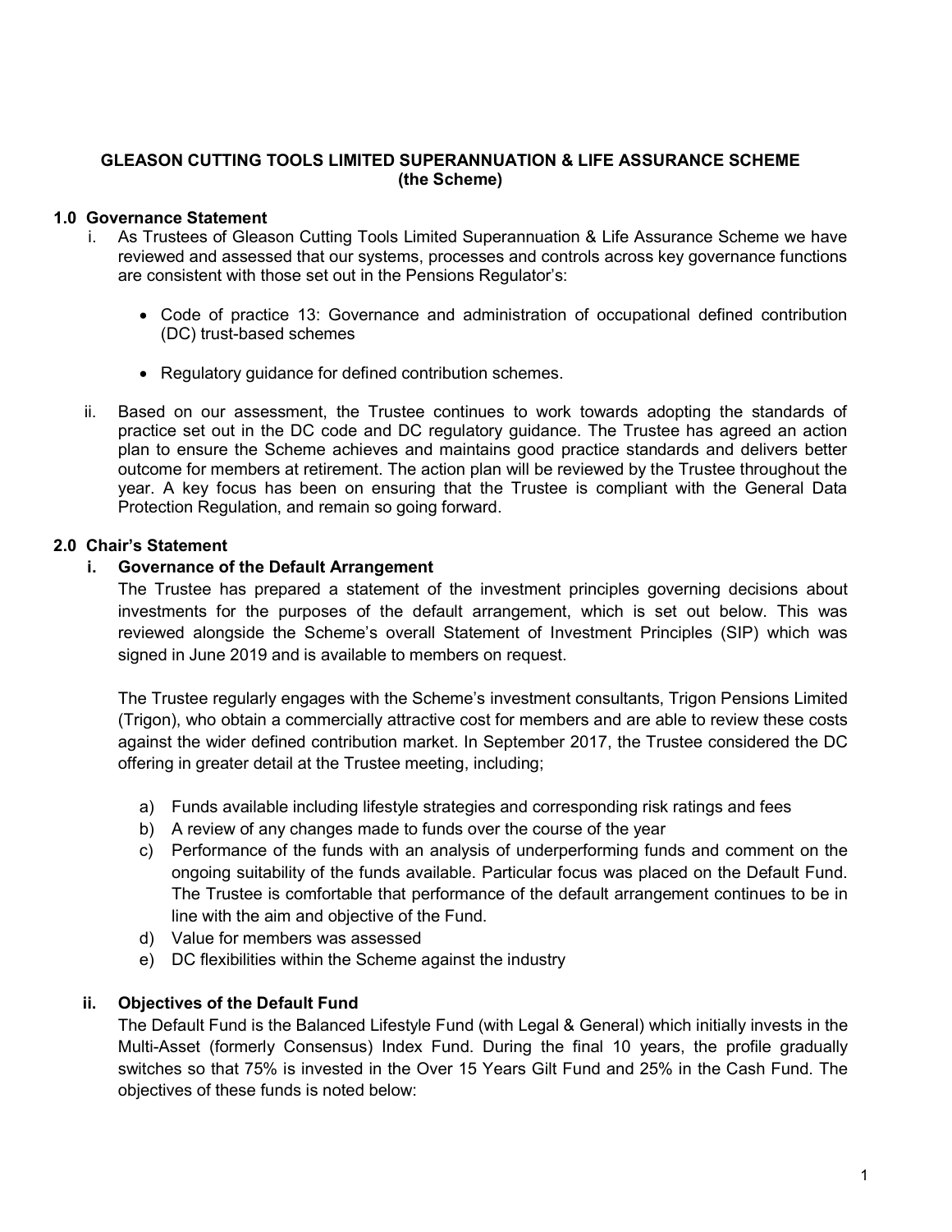**GLEASON CUTTING TOOLS LIMITED SUPERANNUATION & LIFE ASSURANCE SCHEME**
**(the Scheme)**

## 1.0 Governance Statement

i. As Trustees of Gleason Cutting Tools Limited Superannuation & Life Assurance Scheme we have reviewed and assessed that our systems, processes and controls across key governance functions are consistent with those set out in the Pensions Regulator's:

- Code of practice 13: Governance and administration of occupational defined contribution (DC) trust-based schemes
- Regulatory guidance for defined contribution schemes.

ii. Based on our assessment, the Trustee continues to work towards adopting the standards of practice set out in the DC code and DC regulatory guidance. The Trustee has agreed an action plan to ensure the Scheme achieves and maintains good practice standards and delivers better outcome for members at retirement. The action plan will be reviewed by the Trustee throughout the year. A key focus has been on ensuring that the Trustee is compliant with the General Data Protection Regulation, and remain so going forward.

## 2.0 Chair's Statement

### i. Governance of the Default Arrangement

The Trustee has prepared a statement of the investment principles governing decisions about investments for the purposes of the default arrangement, which is set out below. This was reviewed alongside the Scheme's overall Statement of Investment Principles (SIP) which was signed in June 2019 and is available to members on request.

The Trustee regularly engages with the Scheme's investment consultants, Trigon Pensions Limited (Trigon), who obtain a commercially attractive cost for members and are able to review these costs against the wider defined contribution market. In September 2017, the Trustee considered the DC offering in greater detail at the Trustee meeting, including;

a) Funds available including lifestyle strategies and corresponding risk ratings and fees
b) A review of any changes made to funds over the course of the year
c) Performance of the funds with an analysis of underperforming funds and comment on the ongoing suitability of the funds available. Particular focus was placed on the Default Fund. The Trustee is comfortable that performance of the default arrangement continues to be in line with the aim and objective of the Fund.
d) Value for members was assessed
e) DC flexibilities within the Scheme against the industry

### ii. Objectives of the Default Fund

The Default Fund is the Balanced Lifestyle Fund (with Legal & General) which initially invests in the Multi-Asset (formerly Consensus) Index Fund. During the final 10 years, the profile gradually switches so that 75% is invested in the Over 15 Years Gilt Fund and 25% in the Cash Fund. The objectives of these funds is noted below: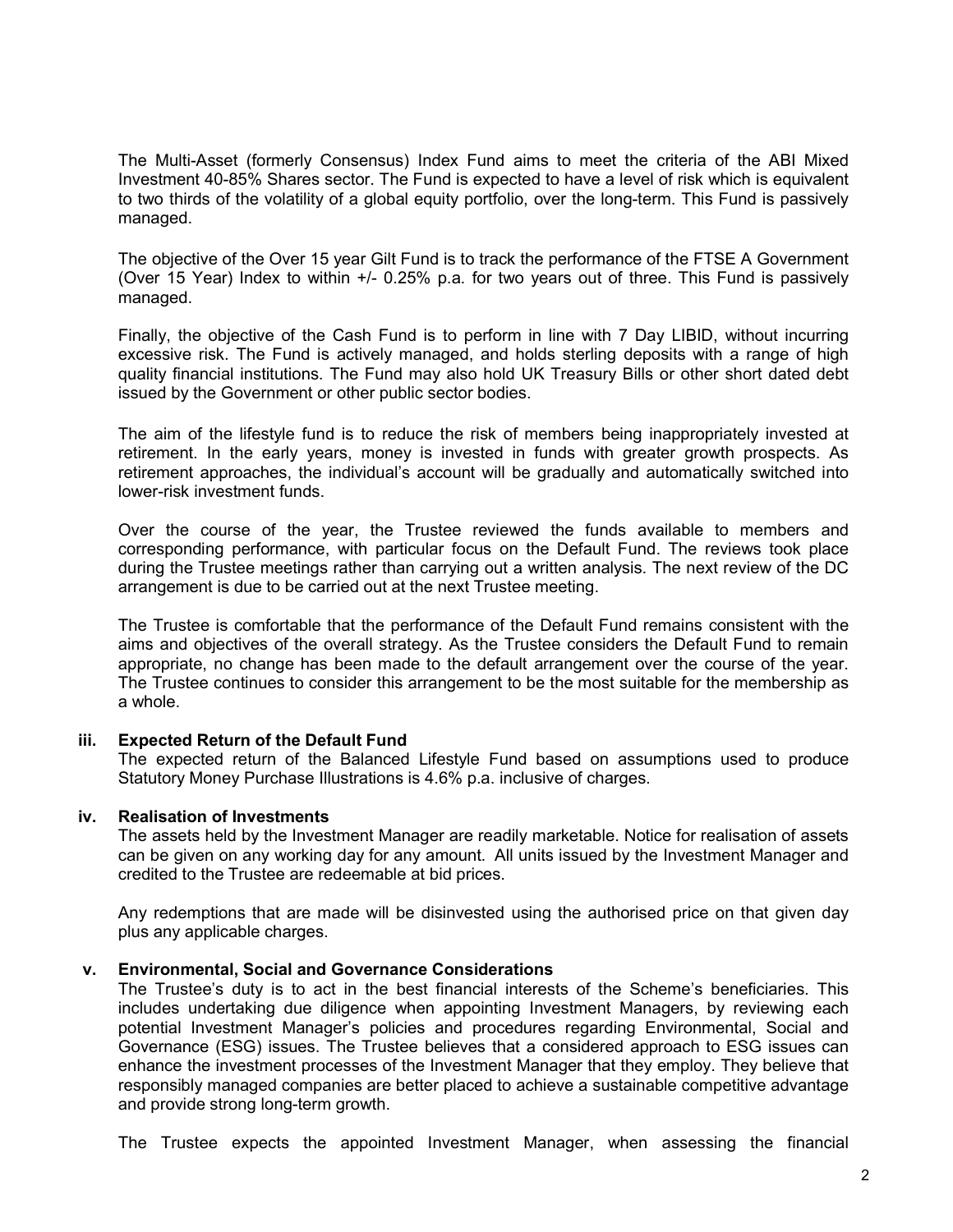The Multi-Asset (formerly Consensus) Index Fund aims to meet the criteria of the ABI Mixed Investment 40-85% Shares sector. The Fund is expected to have a level of risk which is equivalent to two thirds of the volatility of a global equity portfolio, over the long-term. This Fund is passively managed.

The objective of the Over 15 year Gilt Fund is to track the performance of the FTSE A Government (Over 15 Year) Index to within +/- 0.25% p.a. for two years out of three. This Fund is passively managed.

Finally, the objective of the Cash Fund is to perform in line with 7 Day LIBID, without incurring excessive risk. The Fund is actively managed, and holds sterling deposits with a range of high quality financial institutions. The Fund may also hold UK Treasury Bills or other short dated debt issued by the Government or other public sector bodies.

The aim of the lifestyle fund is to reduce the risk of members being inappropriately invested at retirement. In the early years, money is invested in funds with greater growth prospects. As retirement approaches, the individual's account will be gradually and automatically switched into lower-risk investment funds.

Over the course of the year, the Trustee reviewed the funds available to members and corresponding performance, with particular focus on the Default Fund. The reviews took place during the Trustee meetings rather than carrying out a written analysis. The next review of the DC arrangement is due to be carried out at the next Trustee meeting.

The Trustee is comfortable that the performance of the Default Fund remains consistent with the aims and objectives of the overall strategy. As the Trustee considers the Default Fund to remain appropriate, no change has been made to the default arrangement over the course of the year. The Trustee continues to consider this arrangement to be the most suitable for the membership as a whole.

### iii. Expected Return of the Default Fund

The expected return of the Balanced Lifestyle Fund based on assumptions used to produce Statutory Money Purchase Illustrations is 4.6% p.a. inclusive of charges.

### iv. Realisation of Investments

The assets held by the Investment Manager are readily marketable. Notice for realisation of assets can be given on any working day for any amount. All units issued by the Investment Manager and credited to the Trustee are redeemable at bid prices.

Any redemptions that are made will be disinvested using the authorised price on that given day plus any applicable charges.

### v. Environmental, Social and Governance Considerations

The Trustee's duty is to act in the best financial interests of the Scheme's beneficiaries. This includes undertaking due diligence when appointing Investment Managers, by reviewing each potential Investment Manager's policies and procedures regarding Environmental, Social and Governance (ESG) issues. The Trustee believes that a considered approach to ESG issues can enhance the investment processes of the Investment Manager that they employ. They believe that responsibly managed companies are better placed to achieve a sustainable competitive advantage and provide strong long-term growth.

The Trustee expects the appointed Investment Manager, when assessing the financial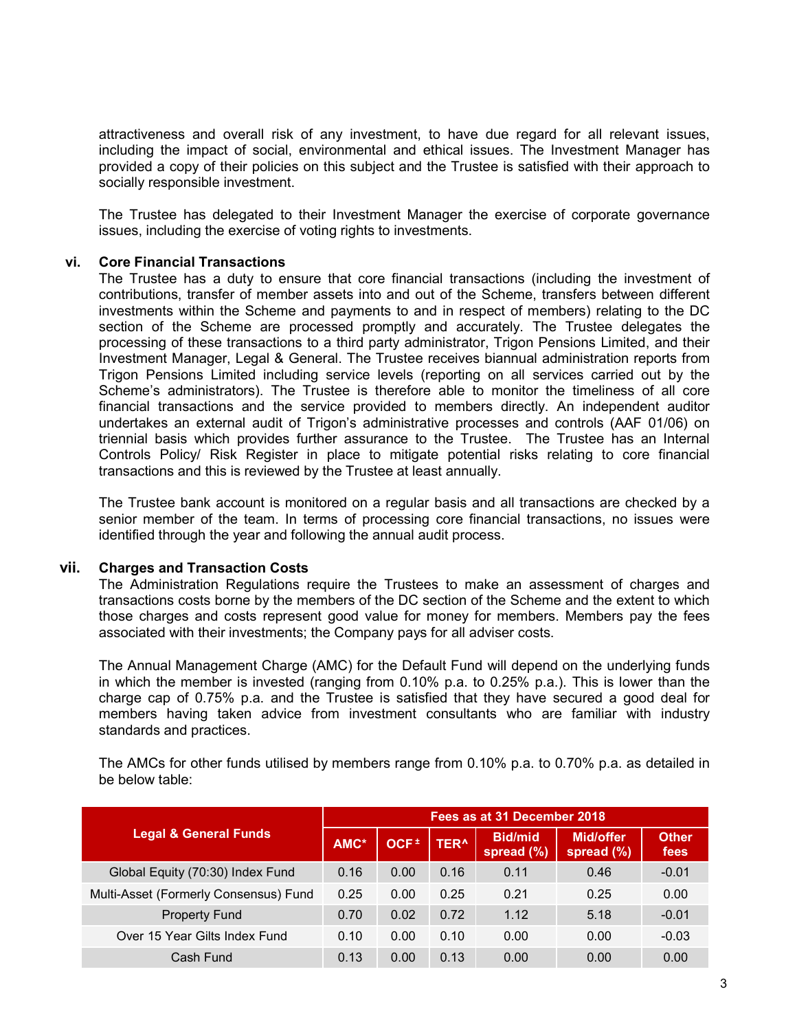attractiveness and overall risk of any investment, to have due regard for all relevant issues, including the impact of social, environmental and ethical issues. The Investment Manager has provided a copy of their policies on this subject and the Trustee is satisfied with their approach to socially responsible investment.

The Trustee has delegated to their Investment Manager the exercise of corporate governance issues, including the exercise of voting rights to investments.

### vi. Core Financial Transactions

The Trustee has a duty to ensure that core financial transactions (including the investment of contributions, transfer of member assets into and out of the Scheme, transfers between different investments within the Scheme and payments to and in respect of members) relating to the DC section of the Scheme are processed promptly and accurately. The Trustee delegates the processing of these transactions to a third party administrator, Trigon Pensions Limited, and their Investment Manager, Legal & General. The Trustee receives biannual administration reports from Trigon Pensions Limited including service levels (reporting on all services carried out by the Scheme's administrators). The Trustee is therefore able to monitor the timeliness of all core financial transactions and the service provided to members directly. An independent auditor undertakes an external audit of Trigon's administrative processes and controls (AAF 01/06) on triennial basis which provides further assurance to the Trustee. The Trustee has an Internal Controls Policy/ Risk Register in place to mitigate potential risks relating to core financial transactions and this is reviewed by the Trustee at least annually.

The Trustee bank account is monitored on a regular basis and all transactions are checked by a senior member of the team. In terms of processing core financial transactions, no issues were identified through the year and following the annual audit process.

### vii. Charges and Transaction Costs

The Administration Regulations require the Trustees to make an assessment of charges and transactions costs borne by the members of the DC section of the Scheme and the extent to which those charges and costs represent good value for money for members. Members pay the fees associated with their investments; the Company pays for all adviser costs.

The Annual Management Charge (AMC) for the Default Fund will depend on the underlying funds in which the member is invested (ranging from 0.10% p.a. to 0.25% p.a.). This is lower than the charge cap of 0.75% p.a. and the Trustee is satisfied that they have secured a good deal for members having taken advice from investment consultants who are familiar with industry standards and practices.

The AMCs for other funds utilised by members range from 0.10% p.a. to 0.70% p.a. as detailed in be below table:

| Legal & General Funds | Fees as at 31 December 2018 | | | | | |
|---|---|---|---|---|---|---|
| | AMC* | OCF ± | TER^ | Bid/mid spread (%) | Mid/offer spread (%) | Other fees |
| Global Equity (70:30) Index Fund | 0.16 | 0.00 | 0.16 | 0.11 | 0.46 | -0.01 |
| Multi-Asset (Formerly Consensus) Fund | 0.25 | 0.00 | 0.25 | 0.21 | 0.25 | 0.00 |
| Property Fund | 0.70 | 0.02 | 0.72 | 1.12 | 5.18 | -0.01 |
| Over 15 Year Gilts Index Fund | 0.10 | 0.00 | 0.10 | 0.00 | 0.00 | -0.03 |
| Cash Fund | 0.13 | 0.00 | 0.13 | 0.00 | 0.00 | 0.00 |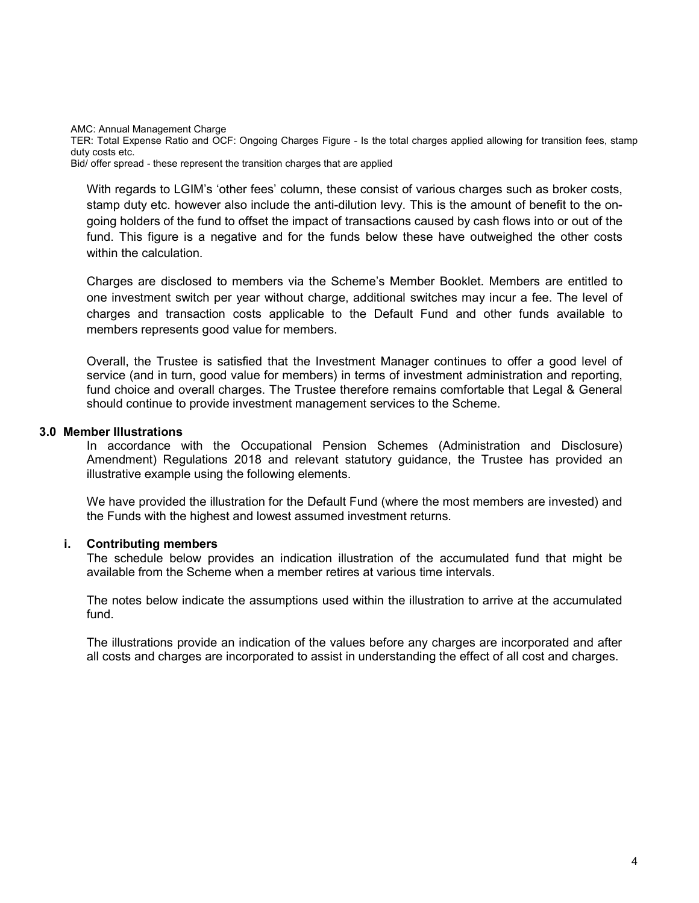AMC: Annual Management Charge
TER: Total Expense Ratio and OCF: Ongoing Charges Figure - Is the total charges applied allowing for transition fees, stamp duty costs etc.
Bid/ offer spread - these represent the transition charges that are applied

With regards to LGIM's 'other fees' column, these consist of various charges such as broker costs, stamp duty etc. however also include the anti-dilution levy. This is the amount of benefit to the on-going holders of the fund to offset the impact of transactions caused by cash flows into or out of the fund. This figure is a negative and for the funds below these have outweighed the other costs within the calculation.

Charges are disclosed to members via the Scheme's Member Booklet. Members are entitled to one investment switch per year without charge, additional switches may incur a fee. The level of charges and transaction costs applicable to the Default Fund and other funds available to members represents good value for members.

Overall, the Trustee is satisfied that the Investment Manager continues to offer a good level of service (and in turn, good value for members) in terms of investment administration and reporting, fund choice and overall charges. The Trustee therefore remains comfortable that Legal & General should continue to provide investment management services to the Scheme.

## 3.0 Member Illustrations

In accordance with the Occupational Pension Schemes (Administration and Disclosure) Amendment) Regulations 2018 and relevant statutory guidance, the Trustee has provided an illustrative example using the following elements.

We have provided the illustration for the Default Fund (where the most members are invested) and the Funds with the highest and lowest assumed investment returns.

### i. Contributing members

The schedule below provides an indication illustration of the accumulated fund that might be available from the Scheme when a member retires at various time intervals.

The notes below indicate the assumptions used within the illustration to arrive at the accumulated fund.

The illustrations provide an indication of the values before any charges are incorporated and after all costs and charges are incorporated to assist in understanding the effect of all cost and charges.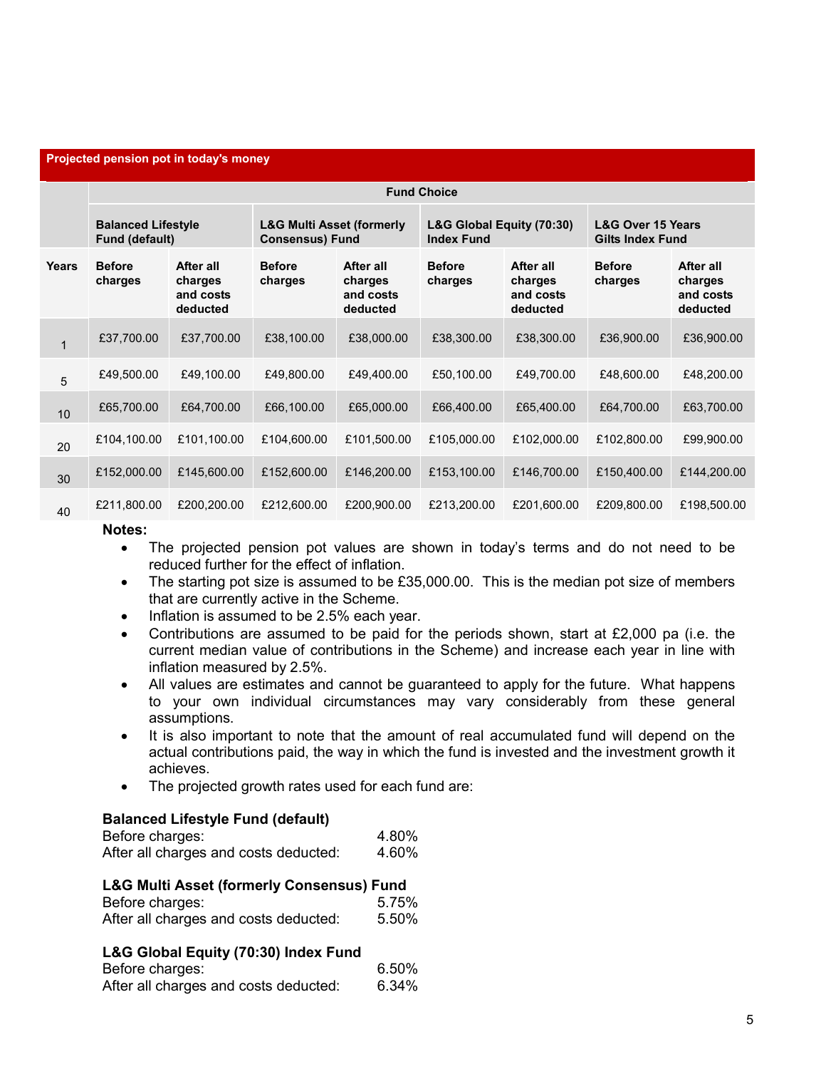| Projected pension pot in today's money | | | | | | | | |
|---|---|---|---|---|---|---|---|---|
| | **Fund Choice** | | | | | | | |
| | **Balanced Lifestyle Fund (default)** | | **L&G Multi Asset (formerly Consensus) Fund** | | **L&G Global Equity (70:30) Index Fund** | | **L&G Over 15 Years Gilts Index Fund** | |
| **Years** | **Before charges** | **After all charges and costs deducted** | **Before charges** | **After all charges and costs deducted** | **Before charges** | **After all charges and costs deducted** | **Before charges** | **After all charges and costs deducted** |
| 1 | £37,700.00 | £37,700.00 | £38,100.00 | £38,000.00 | £38,300.00 | £38,300.00 | £36,900.00 | £36,900.00 |
| 5 | £49,500.00 | £49,100.00 | £49,800.00 | £49,400.00 | £50,100.00 | £49,700.00 | £48,600.00 | £48,200.00 |
| 10 | £65,700.00 | £64,700.00 | £66,100.00 | £65,000.00 | £66,400.00 | £65,400.00 | £64,700.00 | £63,700.00 |
| 20 | £104,100.00 | £101,100.00 | £104,600.00 | £101,500.00 | £105,000.00 | £102,000.00 | £102,800.00 | £99,900.00 |
| 30 | £152,000.00 | £145,600.00 | £152,600.00 | £146,200.00 | £153,100.00 | £146,700.00 | £150,400.00 | £144,200.00 |
| 40 | £211,800.00 | £200,200.00 | £212,600.00 | £200,900.00 | £213,200.00 | £201,600.00 | £209,800.00 | £198,500.00 |

**Notes:**

- The projected pension pot values are shown in today's terms and do not need to be reduced further for the effect of inflation.
- The starting pot size is assumed to be £35,000.00. This is the median pot size of members that are currently active in the Scheme.
- Inflation is assumed to be 2.5% each year.
- Contributions are assumed to be paid for the periods shown, start at £2,000 pa (i.e. the current median value of contributions in the Scheme) and increase each year in line with inflation measured by 2.5%.
- All values are estimates and cannot be guaranteed to apply for the future. What happens to your own individual circumstances may vary considerably from these general assumptions.
- It is also important to note that the amount of real accumulated fund will depend on the actual contributions paid, the way in which the fund is invested and the investment growth it achieves.
- The projected growth rates used for each fund are:

**Balanced Lifestyle Fund (default)**
Before charges: 4.80%
After all charges and costs deducted: 4.60%

**L&G Multi Asset (formerly Consensus) Fund**
Before charges: 5.75%
After all charges and costs deducted: 5.50%

**L&G Global Equity (70:30) Index Fund**
Before charges: 6.50%
After all charges and costs deducted: 6.34%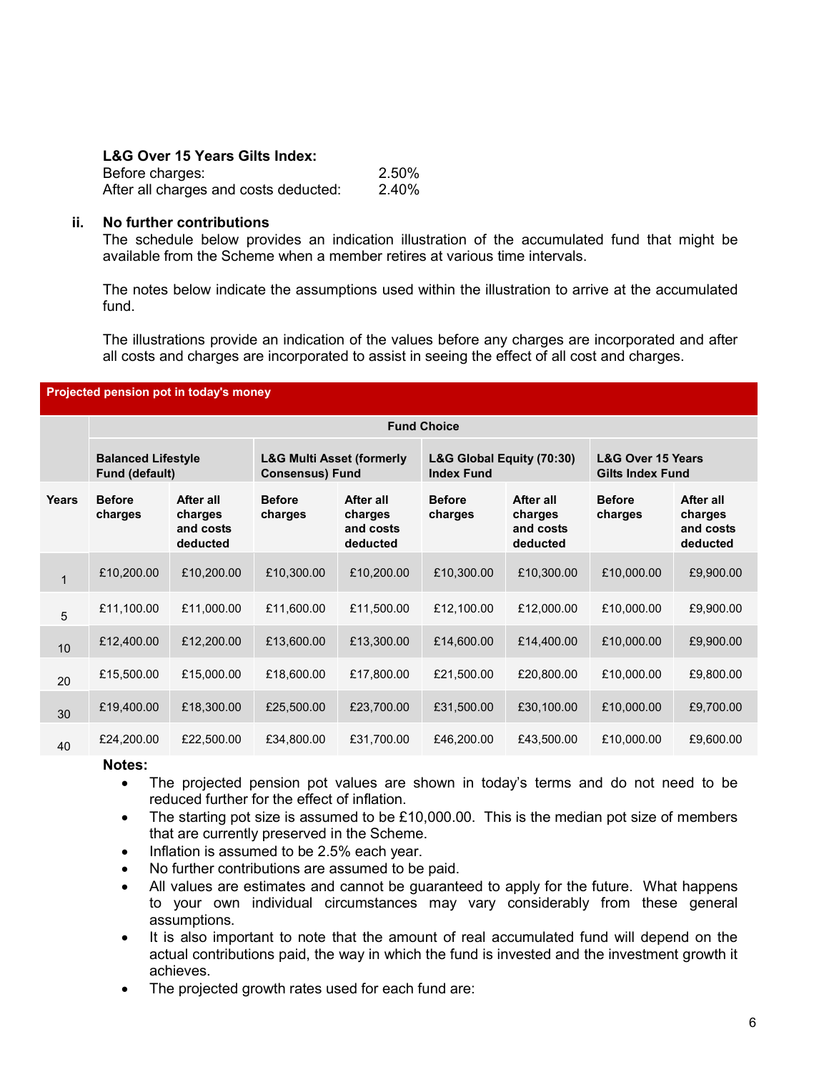**L&G Over 15 Years Gilts Index:**

Before charges: 2.50%
After all charges and costs deducted: 2.40%

**ii. No further contributions**

The schedule below provides an indication illustration of the accumulated fund that might be available from the Scheme when a member retires at various time intervals.

The notes below indicate the assumptions used within the illustration to arrive at the accumulated fund.

The illustrations provide an indication of the values before any charges are incorporated and after all costs and charges are incorporated to assist in seeing the effect of all cost and charges.

**Projected pension pot in today's money**

| | **Fund Choice** | | | | | | | |
|---|---|---|---|---|---|---|---|---|
| | **Balanced Lifestyle Fund (default)** | | **L&G Multi Asset (formerly Consensus) Fund** | | **L&G Global Equity (70:30) Index Fund** | | **L&G Over 15 Years Gilts Index Fund** | |
| **Years** | **Before charges** | **After all charges and costs deducted** | **Before charges** | **After all charges and costs deducted** | **Before charges** | **After all charges and costs deducted** | **Before charges** | **After all charges and costs deducted** |
| 1 | £10,200.00 | £10,200.00 | £10,300.00 | £10,200.00 | £10,300.00 | £10,300.00 | £10,000.00 | £9,900.00 |
| 5 | £11,100.00 | £11,000.00 | £11,600.00 | £11,500.00 | £12,100.00 | £12,000.00 | £10,000.00 | £9,900.00 |
| 10 | £12,400.00 | £12,200.00 | £13,600.00 | £13,300.00 | £14,600.00 | £14,400.00 | £10,000.00 | £9,900.00 |
| 20 | £15,500.00 | £15,000.00 | £18,600.00 | £17,800.00 | £21,500.00 | £20,800.00 | £10,000.00 | £9,800.00 |
| 30 | £19,400.00 | £18,300.00 | £25,500.00 | £23,700.00 | £31,500.00 | £30,100.00 | £10,000.00 | £9,700.00 |
| 40 | £24,200.00 | £22,500.00 | £34,800.00 | £31,700.00 | £46,200.00 | £43,500.00 | £10,000.00 | £9,600.00 |

**Notes:**

- The projected pension pot values are shown in today's terms and do not need to be reduced further for the effect of inflation.
- The starting pot size is assumed to be £10,000.00. This is the median pot size of members that are currently preserved in the Scheme.
- Inflation is assumed to be 2.5% each year.
- No further contributions are assumed to be paid.
- All values are estimates and cannot be guaranteed to apply for the future. What happens to your own individual circumstances may vary considerably from these general assumptions.
- It is also important to note that the amount of real accumulated fund will depend on the actual contributions paid, the way in which the fund is invested and the investment growth it achieves.
- The projected growth rates used for each fund are: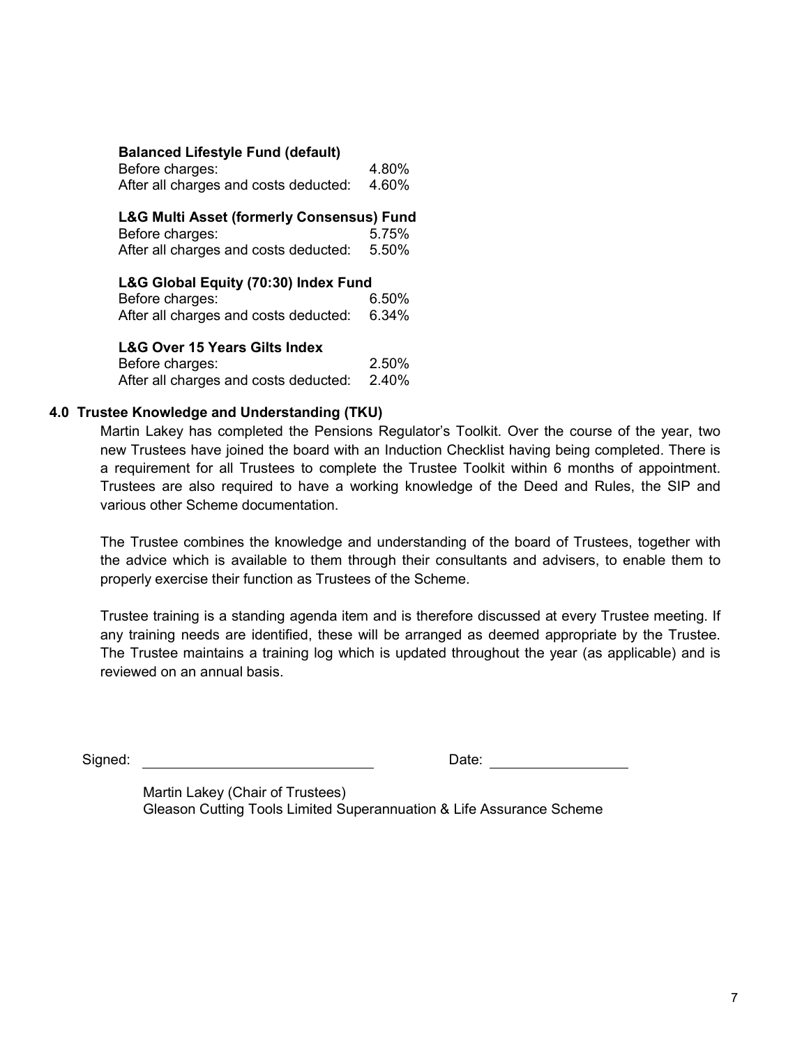**Balanced Lifestyle Fund (default)**

| | |
|---|---|
| Before charges: | 4.80% |
| After all charges and costs deducted: | 4.60% |

**L&G Multi Asset (formerly Consensus) Fund**

| | |
|---|---|
| Before charges: | 5.75% |
| After all charges and costs deducted: | 5.50% |

**L&G Global Equity (70:30) Index Fund**

| | |
|---|---|
| Before charges: | 6.50% |
| After all charges and costs deducted: | 6.34% |

**L&G Over 15 Years Gilts Index**

| | |
|---|---|
| Before charges: | 2.50% |
| After all charges and costs deducted: | 2.40% |

## 4.0 Trustee Knowledge and Understanding (TKU)

Martin Lakey has completed the Pensions Regulator's Toolkit. Over the course of the year, two new Trustees have joined the board with an Induction Checklist having being completed. There is a requirement for all Trustees to complete the Trustee Toolkit within 6 months of appointment. Trustees are also required to have a working knowledge of the Deed and Rules, the SIP and various other Scheme documentation.

The Trustee combines the knowledge and understanding of the board of Trustees, together with the advice which is available to them through their consultants and advisers, to enable them to properly exercise their function as Trustees of the Scheme.

Trustee training is a standing agenda item and is therefore discussed at every Trustee meeting. If any training needs are identified, these will be arranged as deemed appropriate by the Trustee. The Trustee maintains a training log which is updated throughout the year (as applicable) and is reviewed on an annual basis.

Signed: ______________________________ Date: __________________

Martin Lakey (Chair of Trustees)
Gleason Cutting Tools Limited Superannuation & Life Assurance Scheme